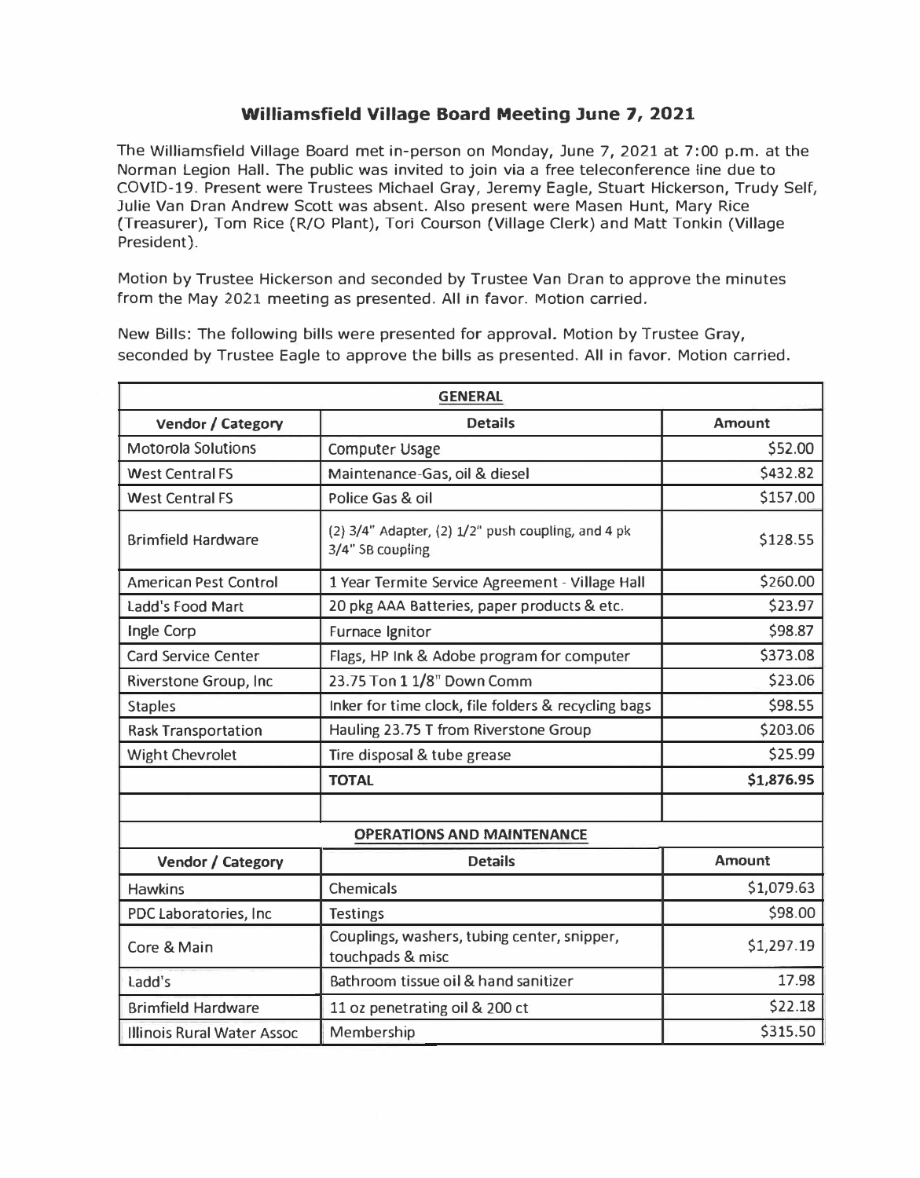# Williamsfield Village Board Meeting June 7, 2021

The Williamsfield Village Board met in-person on Monday, June 7, 2021 at 7:00 p.m. at the Norman Legion Hall. The public was invited to join via a free teleconference line due to COVID-19. Present were Trustees Michael Gray, Jeremy Eagle, Stuart Hickerson, Trudy Self, Julie Van Dran Andrew Scott was absent. Also present were Masen Hunt, Mary Rice (Treasurer), Tom Rice (R/O Plant), Tori Courson (Village Clerk) and Matt Tonkin (Village President).

Motion by Trustee Hickerson and seconded by Trustee Van Dran to approve the minutes from the May 2021 meeting as presented. All in favor. Motion carried.

New Bills: The following bills were presented for approval. Motion by Trustee Gray, seconded by Trustee Eagle to approve the bills as presented. All in favor. Motion carried.

| **GENERAL** | | |
|---|---|---|
| **Vendor / Category** | **Details** | **Amount** |
| Motorola Solutions | Computer Usage | $52.00 |
| West Central FS | Maintenance-Gas, oil & diesel | $432.82 |
| West Central FS | Police Gas & oil | $157.00 |
| Brimfield Hardware | (2) 3/4" Adapter, (2) 1/2" push coupling, and 4 pk 3/4" SB coupling | $128.55 |
| American Pest Control | 1 Year Termite Service Agreement - Village Hall | $260.00 |
| Ladd's Food Mart | 20 pkg AAA Batteries, paper products & etc. | $23.97 |
| Ingle Corp | Furnace Ignitor | $98.87 |
| Card Service Center | Flags, HP Ink & Adobe program for computer | $373.08 |
| Riverstone Group, Inc | 23.75 Ton 1 1/8" Down Comm | $23.06 |
| Staples | Inker for time clock, file folders & recycling bags | $98.55 |
| Rask Transportation | Hauling 23.75 T from Riverstone Group | $203.06 |
| Wight Chevrolet | Tire disposal & tube grease | $25.99 |
| | **TOTAL** | **$1,876.95** |
| | | |
| **OPERATIONS AND MAINTENANCE** | | |
| **Vendor / Category** | **Details** | **Amount** |
| Hawkins | Chemicals | $1,079.63 |
| PDC Laboratories, Inc | Testings | $98.00 |
| Core & Main | Couplings, washers, tubing center, snipper, touchpads & misc | $1,297.19 |
| Ladd's | Bathroom tissue oil & hand sanitizer | 17.98 |
| Brimfield Hardware | 11 oz penetrating oil & 200 ct | $22.18 |
| Illinois Rural Water Assoc | Membership | $315.50 |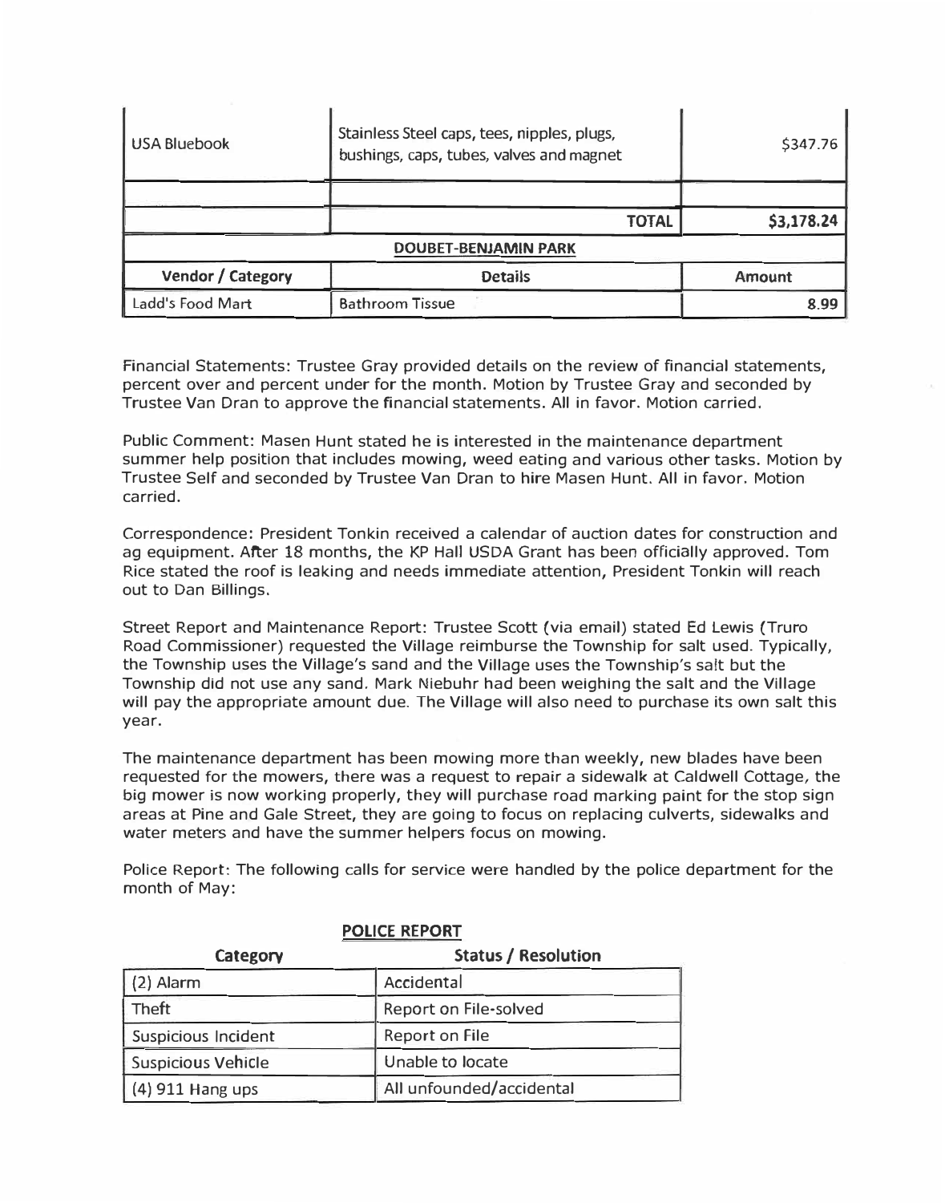| | | |
|---|---|---|
| USA Bluebook | Stainless Steel caps, tees, nipples, plugs, bushings, caps, tubes, valves and magnet | $347.76 |
| | | |
| | **TOTAL** | **$3,178.24** |

**DOUBET-BENJAMIN PARK**

| Vendor / Category | Details | Amount |
|---|---|---|
| Ladd's Food Mart | Bathroom Tissue | 8.99 |

Financial Statements: Trustee Gray provided details on the review of financial statements, percent over and percent under for the month. Motion by Trustee Gray and seconded by Trustee Van Dran to approve the financial statements. All in favor. Motion carried.

Public Comment: Masen Hunt stated he is interested in the maintenance department summer help position that includes mowing, weed eating and various other tasks. Motion by Trustee Self and seconded by Trustee Van Dran to hire Masen Hunt. All in favor. Motion carried.

Correspondence: President Tonkin received a calendar of auction dates for construction and ag equipment. After 18 months, the KP Hall USDA Grant has been officially approved. Tom Rice stated the roof is leaking and needs immediate attention, President Tonkin will reach out to Dan Billings.

Street Report and Maintenance Report: Trustee Scott (via email) stated Ed Lewis (Truro Road Commissioner) requested the Village reimburse the Township for salt used. Typically, the Township uses the Village's sand and the Village uses the Township's salt but the Township did not use any sand. Mark Niebuhr had been weighing the salt and the Village will pay the appropriate amount due. The Village will also need to purchase its own salt this year.

The maintenance department has been mowing more than weekly, new blades have been requested for the mowers, there was a request to repair a sidewalk at Caldwell Cottage, the big mower is now working properly, they will purchase road marking paint for the stop sign areas at Pine and Gale Street, they are going to focus on replacing culverts, sidewalks and water meters and have the summer helpers focus on mowing.

Police Report: The following calls for service were handled by the police department for the month of May:

**POLICE REPORT**

| Category | Status / Resolution |
|---|---|
| (2) Alarm | Accidental |
| Theft | Report on File-solved |
| Suspicious Incident | Report on File |
| Suspicious Vehicle | Unable to locate |
| (4) 911 Hang ups | All unfounded/accidental |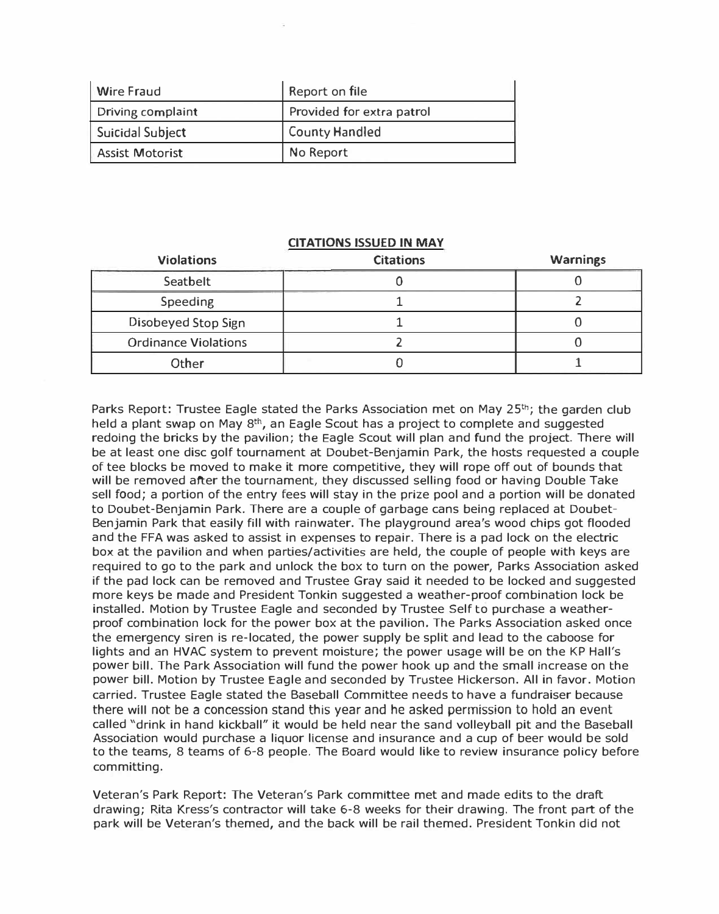| Wire Fraud | Report on file |
| --- | --- |
| Driving complaint | Provided for extra patrol |
| Suicidal Subject | County Handled |
| Assist Motorist | No Report |

**CITATIONS ISSUED IN MAY**

| Violations | Citations | Warnings |
| --- | --- | --- |
| Seatbelt | 0 | 0 |
| Speeding | 1 | 2 |
| Disobeyed Stop Sign | 1 | 0 |
| Ordinance Violations | 2 | 0 |
| Other | 0 | 1 |

Parks Report: Trustee Eagle stated the Parks Association met on May 25th; the garden club held a plant swap on May 8th, an Eagle Scout has a project to complete and suggested redoing the bricks by the pavilion; the Eagle Scout will plan and fund the project. There will be at least one disc golf tournament at Doubet-Benjamin Park, the hosts requested a couple of tee blocks be moved to make it more competitive, they will rope off out of bounds that will be removed after the tournament, they discussed selling food or having Double Take sell food; a portion of the entry fees will stay in the prize pool and a portion will be donated to Doubet-Benjamin Park. There are a couple of garbage cans being replaced at Doubet-Benjamin Park that easily fill with rainwater. The playground area's wood chips got flooded and the FFA was asked to assist in expenses to repair. There is a pad lock on the electric box at the pavilion and when parties/activities are held, the couple of people with keys are required to go to the park and unlock the box to turn on the power, Parks Association asked if the pad lock can be removed and Trustee Gray said it needed to be locked and suggested more keys be made and President Tonkin suggested a weather-proof combination lock be installed. Motion by Trustee Eagle and seconded by Trustee Self to purchase a weather-proof combination lock for the power box at the pavilion. The Parks Association asked once the emergency siren is re-located, the power supply be split and lead to the caboose for lights and an HVAC system to prevent moisture; the power usage will be on the KP Hall's power bill. The Park Association will fund the power hook up and the small increase on the power bill. Motion by Trustee Eagle and seconded by Trustee Hickerson. All in favor. Motion carried. Trustee Eagle stated the Baseball Committee needs to have a fundraiser because there will not be a concession stand this year and he asked permission to hold an event called "drink in hand kickball" it would be held near the sand volleyball pit and the Baseball Association would purchase a liquor license and insurance and a cup of beer would be sold to the teams, 8 teams of 6-8 people. The Board would like to review insurance policy before committing.

Veteran's Park Report: The Veteran's Park committee met and made edits to the draft drawing; Rita Kress's contractor will take 6-8 weeks for their drawing. The front part of the park will be Veteran's themed, and the back will be rail themed. President Tonkin did not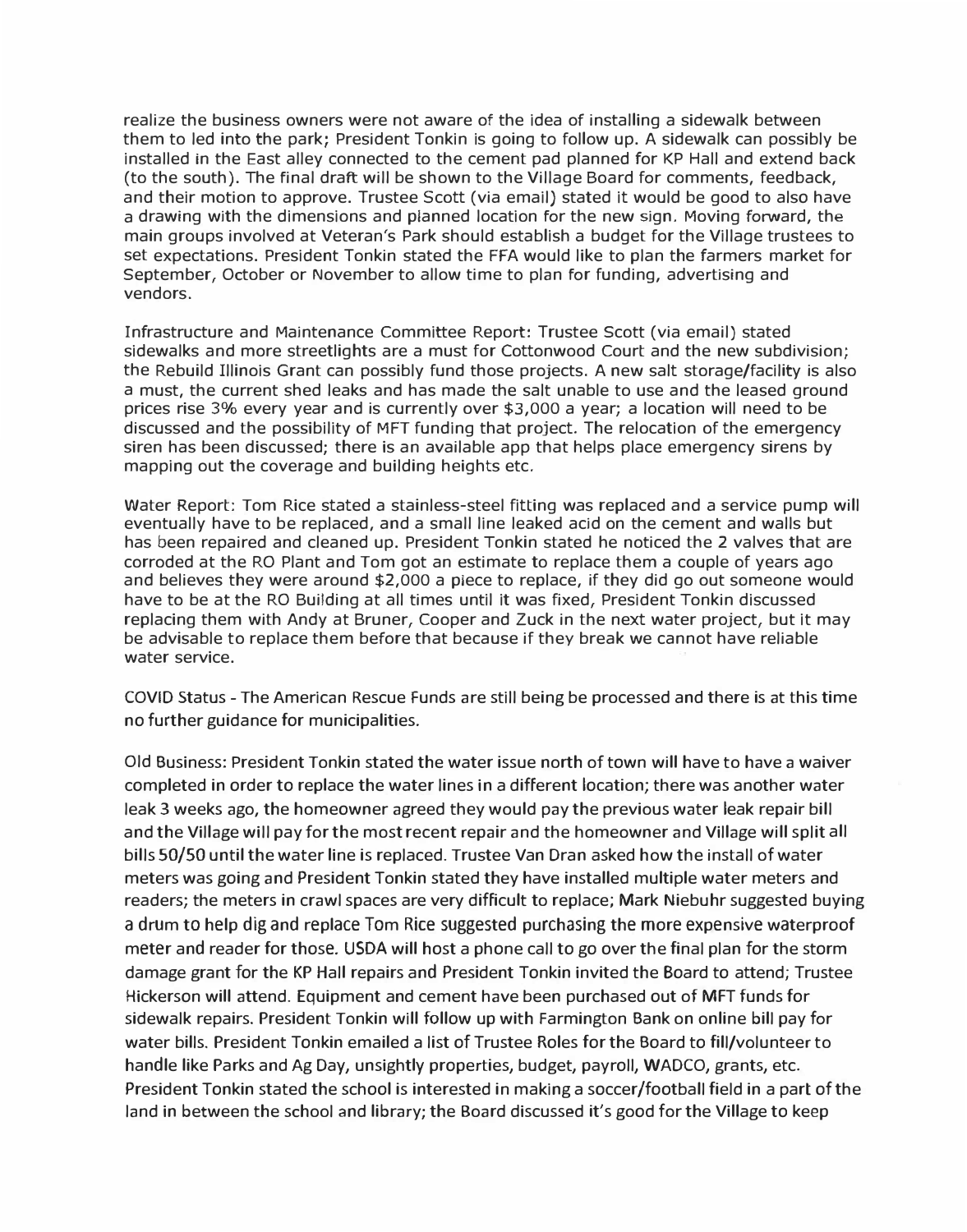realize the business owners were not aware of the idea of installing a sidewalk between them to led into the park; President Tonkin is going to follow up. A sidewalk can possibly be installed in the East alley connected to the cement pad planned for KP Hall and extend back (to the south). The final draft will be shown to the Village Board for comments, feedback, and their motion to approve. Trustee Scott (via email) stated it would be good to also have a drawing with the dimensions and planned location for the new sign. Moving forward, the main groups involved at Veteran's Park should establish a budget for the Village trustees to set expectations. President Tonkin stated the FFA would like to plan the farmers market for September, October or November to allow time to plan for funding, advertising and vendors.

Infrastructure and Maintenance Committee Report: Trustee Scott (via email) stated sidewalks and more streetlights are a must for Cottonwood Court and the new subdivision; the Rebuild Illinois Grant can possibly fund those projects. A new salt storage/facility is also a must, the current shed leaks and has made the salt unable to use and the leased ground prices rise 3% every year and is currently over $3,000 a year; a location will need to be discussed and the possibility of MFT funding that project. The relocation of the emergency siren has been discussed; there is an available app that helps place emergency sirens by mapping out the coverage and building heights etc.

Water Report: Tom Rice stated a stainless-steel fitting was replaced and a service pump will eventually have to be replaced, and a small line leaked acid on the cement and walls but has been repaired and cleaned up. President Tonkin stated he noticed the 2 valves that are corroded at the RO Plant and Tom got an estimate to replace them a couple of years ago and believes they were around $2,000 a piece to replace, if they did go out someone would have to be at the RO Building at all times until it was fixed, President Tonkin discussed replacing them with Andy at Bruner, Cooper and Zuck in the next water project, but it may be advisable to replace them before that because if they break we cannot have reliable water service.

COVID Status - The American Rescue Funds are still being be processed and there is at this time no further guidance for municipalities.

Old Business: President Tonkin stated the water issue north of town will have to have a waiver completed in order to replace the water lines in a different location; there was another water leak 3 weeks ago, the homeowner agreed they would pay the previous water leak repair bill and the Village will pay for the most recent repair and the homeowner and Village will split all bills 50/50 until the water line is replaced. Trustee Van Dran asked how the install of water meters was going and President Tonkin stated they have installed multiple water meters and readers; the meters in crawl spaces are very difficult to replace; Mark Niebuhr suggested buying a drum to help dig and replace Tom Rice suggested purchasing the more expensive waterproof meter and reader for those. USDA will host a phone call to go over the final plan for the storm damage grant for the KP Hall repairs and President Tonkin invited the Board to attend; Trustee Hickerson will attend. Equipment and cement have been purchased out of MFT funds for sidewalk repairs. President Tonkin will follow up with Farmington Bank on online bill pay for water bills. President Tonkin emailed a list of Trustee Roles for the Board to fill/volunteer to handle like Parks and Ag Day, unsightly properties, budget, payroll, WADCO, grants, etc. President Tonkin stated the school is interested in making a soccer/football field in a part of the land in between the school and library; the Board discussed it's good for the Village to keep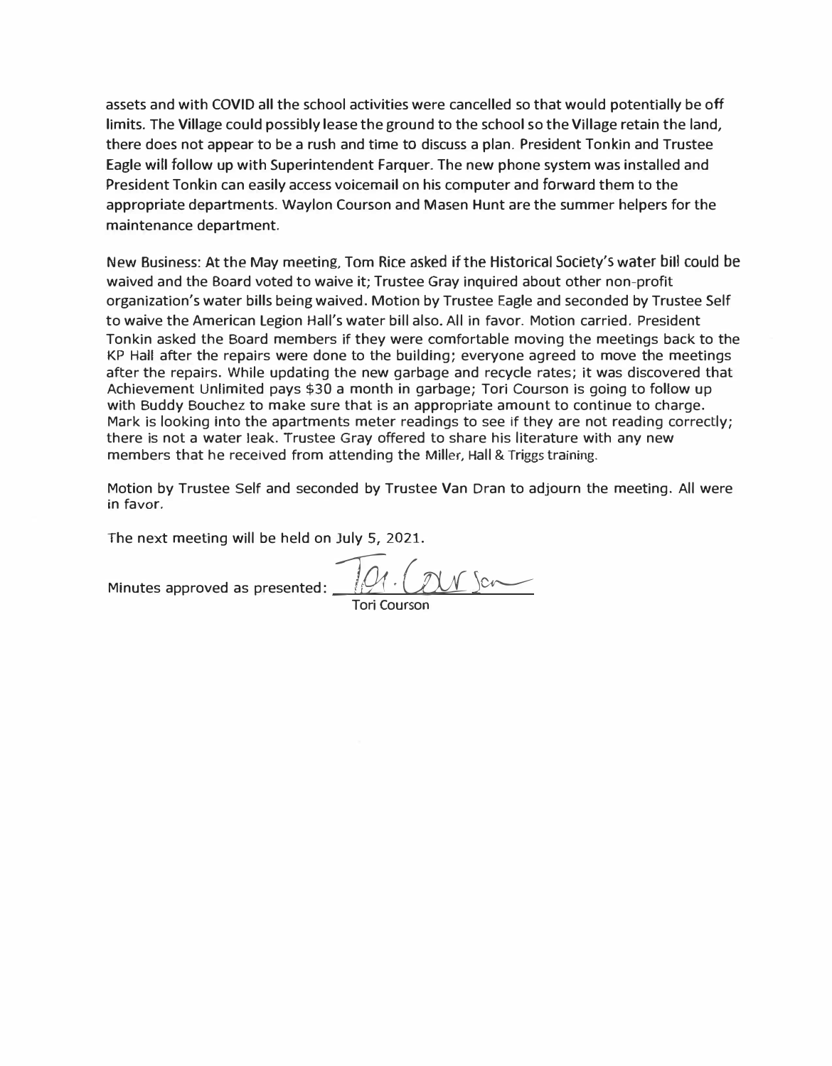assets and with COVID all the school activities were cancelled so that would potentially be off limits. The Village could possibly lease the ground to the school so the Village retain the land, there does not appear to be a rush and time to discuss a plan. President Tonkin and Trustee Eagle will follow up with Superintendent Farquer. The new phone system was installed and President Tonkin can easily access voicemail on his computer and forward them to the appropriate departments. Waylon Courson and Masen Hunt are the summer helpers for the maintenance department.

New Business: At the May meeting, Tom Rice asked if the Historical Society's water bill could be waived and the Board voted to waive it; Trustee Gray inquired about other non-profit organization's water bills being waived. Motion by Trustee Eagle and seconded by Trustee Self to waive the American Legion Hall's water bill also. All in favor. Motion carried. President Tonkin asked the Board members if they were comfortable moving the meetings back to the KP Hall after the repairs were done to the building; everyone agreed to move the meetings after the repairs. While updating the new garbage and recycle rates; it was discovered that Achievement Unlimited pays $30 a month in garbage; Tori Courson is going to follow up with Buddy Bouchez to make sure that is an appropriate amount to continue to charge. Mark is looking into the apartments meter readings to see if they are not reading correctly; there is not a water leak. Trustee Gray offered to share his literature with any new members that he received from attending the Miller, Hall & Triggs training.

Motion by Trustee Self and seconded by Trustee Van Dran to adjourn the meeting. All were in favor.

The next meeting will be held on July 5, 2021.

Minutes approved as presented: *Tori Courson*

Tori Courson